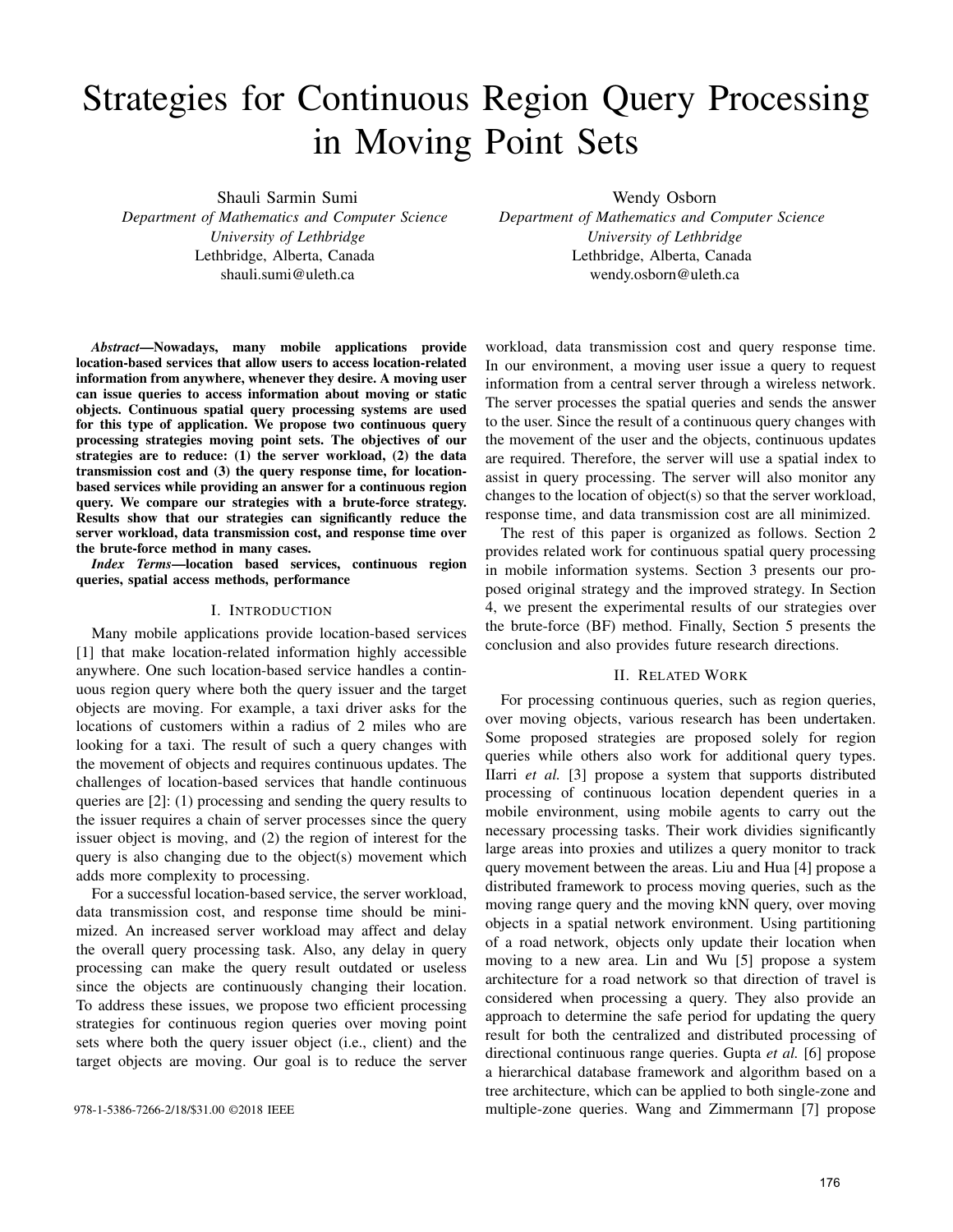# Strategies for Continuous Region Query Processing in Moving Point Sets

Shauli Sarmin Sumi
*Department of Mathematics and Computer Science*
*University of Lethbridge*
Lethbridge, Alberta, Canada
shauli.sumi@uleth.ca

Wendy Osborn
*Department of Mathematics and Computer Science*
*University of Lethbridge*
Lethbridge, Alberta, Canada
wendy.osborn@uleth.ca

***Abstract*—Nowadays, many mobile applications provide location-based services that allow users to access location-related information from anywhere, whenever they desire. A moving user can issue queries to access information about moving or static objects. Continuous spatial query processing systems are used for this type of application. We propose two continuous query processing strategies moving point sets. The objectives of our strategies are to reduce: (1) the server workload, (2) the data transmission cost and (3) the query response time, for location-based services while providing an answer for a continuous region query. We compare our strategies with a brute-force strategy. Results show that our strategies can significantly reduce the server workload, data transmission cost, and response time over the brute-force method in many cases.**

***Index Terms*—location based services, continuous region queries, spatial access methods, performance**

## I. Introduction

Many mobile applications provide location-based services [1] that make location-related information highly accessible anywhere. One such location-based service handles a continuous region query where both the query issuer and the target objects are moving. For example, a taxi driver asks for the locations of customers within a radius of 2 miles who are looking for a taxi. The result of such a query changes with the movement of objects and requires continuous updates. The challenges of location-based services that handle continuous queries are [2]: (1) processing and sending the query results to the issuer requires a chain of server processes since the query issuer object is moving, and (2) the region of interest for the query is also changing due to the object(s) movement which adds more complexity to processing.

For a successful location-based service, the server workload, data transmission cost, and response time should be minimized. An increased server workload may affect and delay the overall query processing task. Also, any delay in query processing can make the query result outdated or useless since the objects are continuously changing their location. To address these issues, we propose two efficient processing strategies for continuous region queries over moving point sets where both the query issuer object (i.e., client) and the target objects are moving. Our goal is to reduce the server workload, data transmission cost and query response time. In our environment, a moving user issue a query to request information from a central server through a wireless network. The server processes the spatial queries and sends the answer to the user. Since the result of a continuous query changes with the movement of the user and the objects, continuous updates are required. Therefore, the server will use a spatial index to assist in query processing. The server will also monitor any changes to the location of object(s) so that the server workload, response time, and data transmission cost are all minimized.

The rest of this paper is organized as follows. Section 2 provides related work for continuous spatial query processing in mobile information systems. Section 3 presents our proposed original strategy and the improved strategy. In Section 4, we present the experimental results of our strategies over the brute-force (BF) method. Finally, Section 5 presents the conclusion and also provides future research directions.

## II. Related Work

For processing continuous queries, such as region queries, over moving objects, various research has been undertaken. Some proposed strategies are proposed solely for region queries while others also work for additional query types. Ilarri *et al.* [3] propose a system that supports distributed processing of continuous location dependent queries in a mobile environment, using mobile agents to carry out the necessary processing tasks. Their work dividies significantly large areas into proxies and utilizes a query monitor to track query movement between the areas. Liu and Hua [4] propose a distributed framework to process moving queries, such as the moving range query and the moving kNN query, over moving objects in a spatial network environment. Using partitioning of a road network, objects only update their location when moving to a new area. Lin and Wu [5] propose a system architecture for a road network so that direction of travel is considered when processing a query. They also provide an approach to determine the safe period for updating the query result for both the centralized and distributed processing of directional continuous range queries. Gupta *et al.* [6] propose a hierarchical database framework and algorithm based on a tree architecture, which can be applied to both single-zone and multiple-zone queries. Wang and Zimmermann [7] propose

978-1-5386-7266-2/18/$31.00 ©2018 IEEE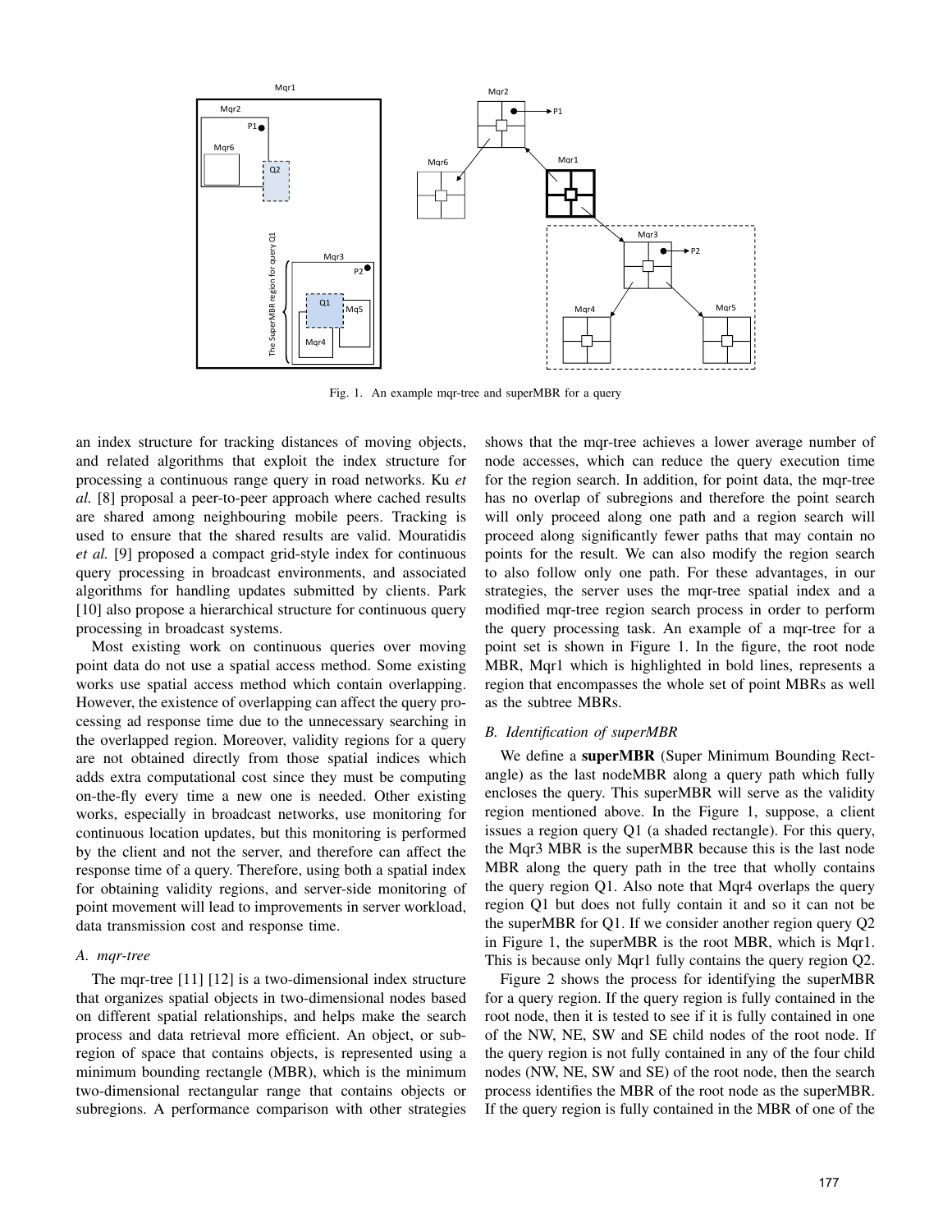Fig. 1. An example mqr-tree and superMBR for a query

an index structure for tracking distances of moving objects, and related algorithms that exploit the index structure for processing a continuous range query in road networks. Ku *et al.* [8] proposal a peer-to-peer approach where cached results are shared among neighbouring mobile peers. Tracking is used to ensure that the shared results are valid. Mouratidis *et al.* [9] proposed a compact grid-style index for continuous query processing in broadcast environments, and associated algorithms for handling updates submitted by clients. Park [10] also propose a hierarchical structure for continuous query processing in broadcast systems.

Most existing work on continuous queries over moving point data do not use a spatial access method. Some existing works use spatial access method which contain overlapping. However, the existence of overlapping can affect the query processing ad response time due to the unnecessary searching in the overlapped region. Moreover, validity regions for a query are not obtained directly from those spatial indices which adds extra computational cost since they must be computing on-the-fly every time a new one is needed. Other existing works, especially in broadcast networks, use monitoring for continuous location updates, but this monitoring is performed by the client and not the server, and therefore can affect the response time of a query. Therefore, using both a spatial index for obtaining validity regions, and server-side monitoring of point movement will lead to improvements in server workload, data transmission cost and response time.

### A. mqr-tree

The mqr-tree [11] [12] is a two-dimensional index structure that organizes spatial objects in two-dimensional nodes based on different spatial relationships, and helps make the search process and data retrieval more efficient. An object, or subregion of space that contains objects, is represented using a minimum bounding rectangle (MBR), which is the minimum two-dimensional rectangular range that contains objects or subregions. A performance comparison with other strategies shows that the mqr-tree achieves a lower average number of node accesses, which can reduce the query execution time for the region search. In addition, for point data, the mqr-tree has no overlap of subregions and therefore the point search will only proceed along one path and a region search will proceed along significantly fewer paths that may contain no points for the result. We can also modify the region search to also follow only one path. For these advantages, in our strategies, the server uses the mqr-tree spatial index and a modified mqr-tree region search process in order to perform the query processing task. An example of a mqr-tree for a point set is shown in Figure 1. In the figure, the root node MBR, Mqr1 which is highlighted in bold lines, represents a region that encompasses the whole set of point MBRs as well as the subtree MBRs.

### B. Identification of superMBR

We define a **superMBR** (Super Minimum Bounding Rectangle) as the last nodeMBR along a query path which fully encloses the query. This superMBR will serve as the validity region mentioned above. In the Figure 1, suppose, a client issues a region query Q1 (a shaded rectangle). For this query, the Mqr3 MBR is the superMBR because this is the last node MBR along the query path in the tree that wholly contains the query region Q1. Also note that Mqr4 overlaps the query region Q1 but does not fully contain it and so it can not be the superMBR for Q1. If we consider another region query Q2 in Figure 1, the superMBR is the root MBR, which is Mqr1. This is because only Mqr1 fully contains the query region Q2.

Figure 2 shows the process for identifying the superMBR for a query region. If the query region is fully contained in the root node, then it is tested to see if it is fully contained in one of the NW, NE, SW and SE child nodes of the root node. If the query region is not fully contained in any of the four child nodes (NW, NE, SW and SE) of the root node, then the search process identifies the MBR of the root node as the superMBR. If the query region is fully contained in the MBR of one of the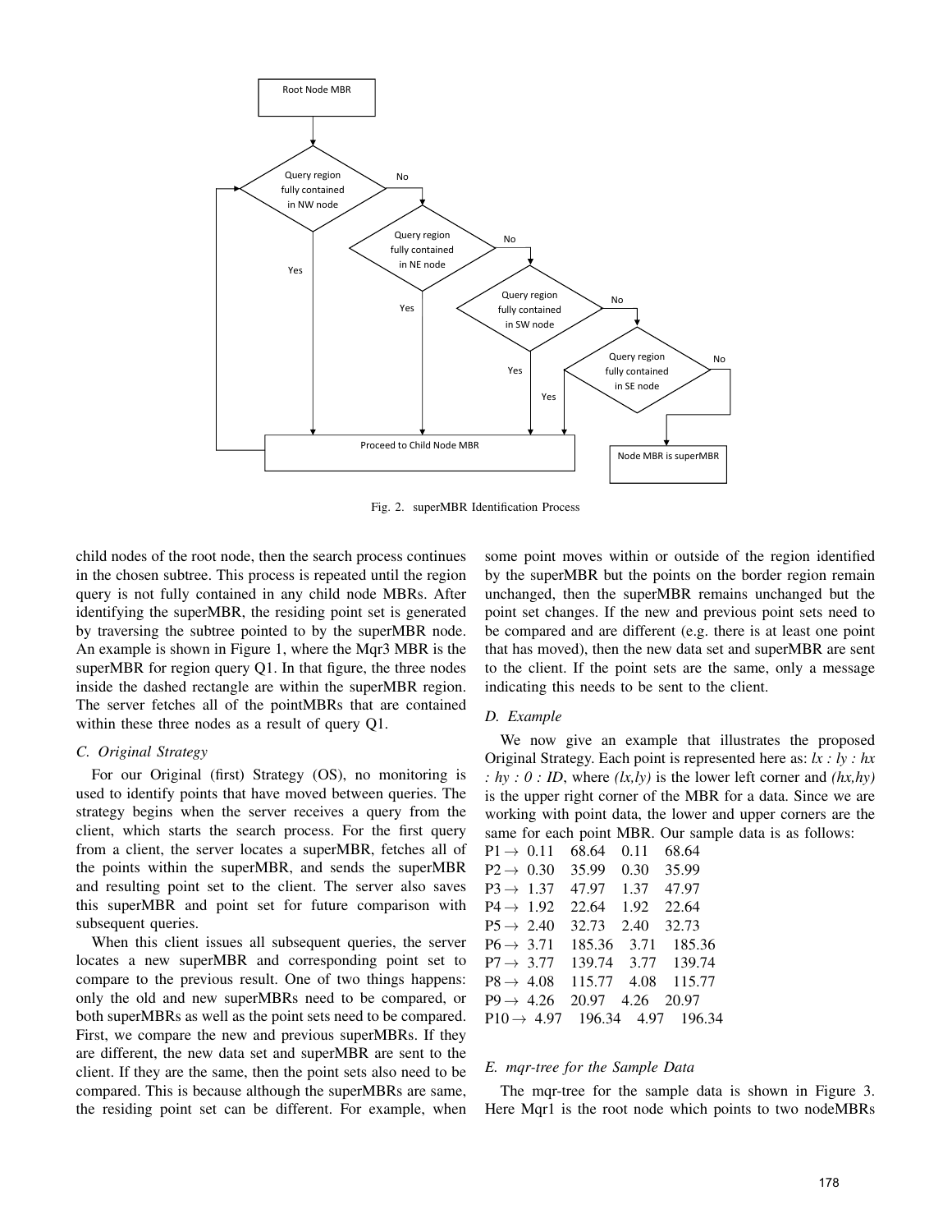Fig. 2. superMBR Identification Process

child nodes of the root node, then the search process continues in the chosen subtree. This process is repeated until the region query is not fully contained in any child node MBRs. After identifying the superMBR, the residing point set is generated by traversing the subtree pointed to by the superMBR node. An example is shown in Figure 1, where the Mqr3 MBR is the superMBR for region query Q1. In that figure, the three nodes inside the dashed rectangle are within the superMBR region. The server fetches all of the pointMBRs that are contained within these three nodes as a result of query Q1.

### C. Original Strategy

For our Original (first) Strategy (OS), no monitoring is used to identify points that have moved between queries. The strategy begins when the server receives a query from the client, which starts the search process. For the first query from a client, the server locates a superMBR, fetches all of the points within the superMBR, and sends the superMBR and resulting point set to the client. The server also saves this superMBR and point set for future comparison with subsequent queries.

When this client issues all subsequent queries, the server locates a new superMBR and corresponding point set to compare to the previous result. One of two things happens: only the old and new superMBRs need to be compared, or both superMBRs as well as the point sets need to be compared. First, we compare the new and previous superMBRs. If they are different, the new data set and superMBR are sent to the client. If they are the same, then the point sets also need to be compared. This is because although the superMBRs are same, the residing point set can be different. For example, when some point moves within or outside of the region identified by the superMBR but the points on the border region remain unchanged, then the superMBR remains unchanged but the point set changes. If the new and previous point sets need to be compared and are different (e.g. there is at least one point that has moved), then the new data set and superMBR are sent to the client. If the point sets are the same, only a message indicating this needs to be sent to the client.

### D. Example

We now give an example that illustrates the proposed Original Strategy. Each point is represented here as: *lx : ly : hx : hy : 0 : ID*, where *(lx,ly)* is the lower left corner and *(hx,hy)* is the upper right corner of the MBR for a data. Since we are working with point data, the lower and upper corners are the same for each point MBR. Our sample data is as follows:

P1 → 0.11 68.64 0.11 68.64
P2 → 0.30 35.99 0.30 35.99
P3 → 1.37 47.97 1.37 47.97
P4 → 1.92 22.64 1.92 22.64
P5 → 2.40 32.73 2.40 32.73
P6 → 3.71 185.36 3.71 185.36
P7 → 3.77 139.74 3.77 139.74
P8 → 4.08 115.77 4.08 115.77
P9 → 4.26 20.97 4.26 20.97
P10 → 4.97 196.34 4.97 196.34

### E. mqr-tree for the Sample Data

The mqr-tree for the sample data is shown in Figure 3. Here Mqr1 is the root node which points to two nodeMBRs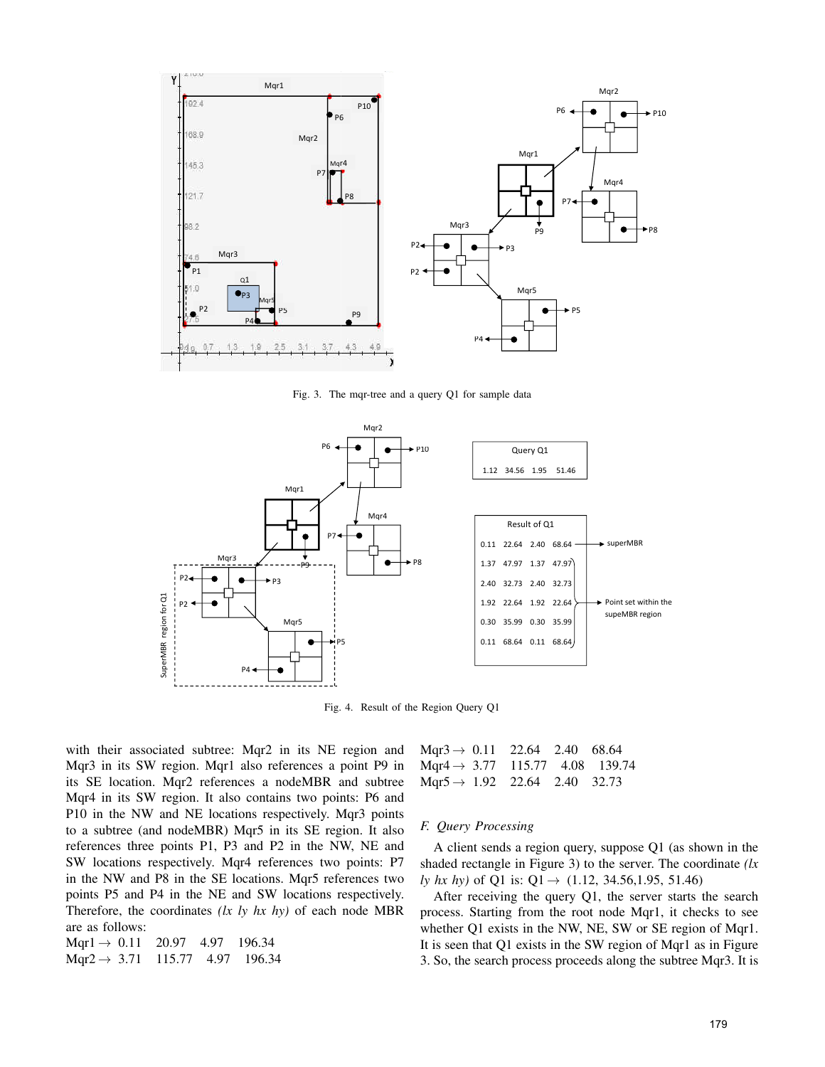Fig. 3. The mqr-tree and a query Q1 for sample data

Fig. 4. Result of the Region Query Q1

with their associated subtree: Mqr2 in its NE region and Mqr3 in its SW region. Mqr1 also references a point P9 in its SE location. Mqr2 references a nodeMBR and subtree Mqr4 in its SW region. It also contains two points: P6 and P10 in the NW and NE locations respectively. Mqr3 points to a subtree (and nodeMBR) Mqr5 in its SE region. It also references three points P1, P3 and P2 in the NW, NE and SW locations respectively. Mqr4 references two points: P7 in the NW and P8 in the SE locations. Mqr5 references two points P5 and P4 in the NE and SW locations respectively. Therefore, the coordinates *(lx ly hx hy)* of each node MBR are as follows:

Mqr1 $\rightarrow$ 0.11 20.97 4.97 196.34
Mqr2 $\rightarrow$ 3.71 115.77 4.97 196.34
Mqr3 $\rightarrow$ 0.11 22.64 2.40 68.64
Mqr4 $\rightarrow$ 3.77 115.77 4.08 139.74
Mqr5 $\rightarrow$ 1.92 22.64 2.40 32.73

### *F. Query Processing*

A client sends a region query, suppose Q1 (as shown in the shaded rectangle in Figure 3) to the server. The coordinate *(lx ly hx hy)* of Q1 is: Q1 $\rightarrow$ (1.12, 34.56,1.95, 51.46)

After receiving the query Q1, the server starts the search process. Starting from the root node Mqr1, it checks to see whether Q1 exists in the NW, NE, SW or SE region of Mqr1. It is seen that Q1 exists in the SW region of Mqr1 as in Figure 3. So, the search process proceeds along the subtree Mqr3. It is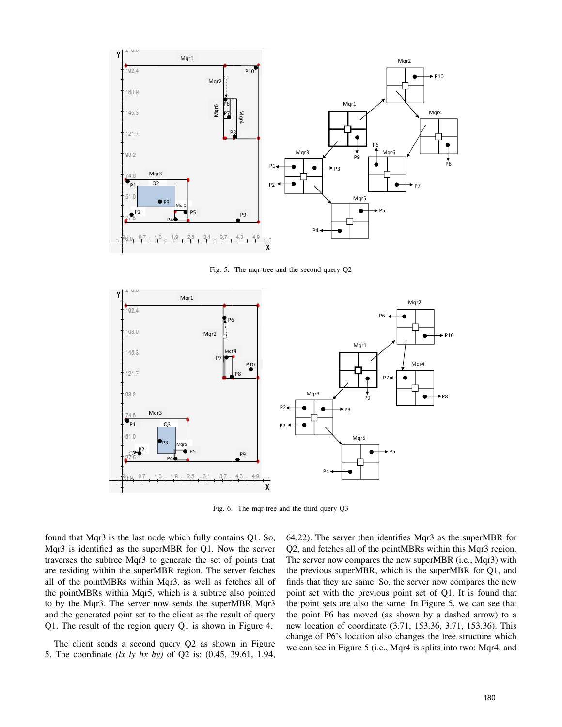Fig. 5. The mqr-tree and the second query Q2

Fig. 6. The mqr-tree and the third query Q3

found that Mqr3 is the last node which fully contains Q1. So, Mqr3 is identified as the superMBR for Q1. Now the server traverses the subtree Mqr3 to generate the set of points that are residing within the superMBR region. The server fetches all of the pointMBRs within Mqr3, as well as fetches all of the pointMBRs within Mqr5, which is a subtree also pointed to by the Mqr3. The server now sends the superMBR Mqr3 and the generated point set to the client as the result of query Q1. The result of the region query Q1 is shown in Figure 4.

The client sends a second query Q2 as shown in Figure 5. The coordinate *(lx ly hx hy)* of Q2 is: (0.45, 39.61, 1.94, 64.22). The server then identifies Mqr3 as the superMBR for Q2, and fetches all of the pointMBRs within this Mqr3 region. The server now compares the new superMBR (i.e., Mqr3) with the previous superMBR, which is the superMBR for Q1, and finds that they are same. So, the server now compares the new point set with the previous point set of Q1. It is found that the point sets are also the same. In Figure 5, we can see that the point P6 has moved (as shown by a dashed arrow) to a new location of coordinate (3.71, 153.36, 3.71, 153.36). This change of P6's location also changes the tree structure which we can see in Figure 5 (i.e., Mqr4 is splits into two: Mqr4, and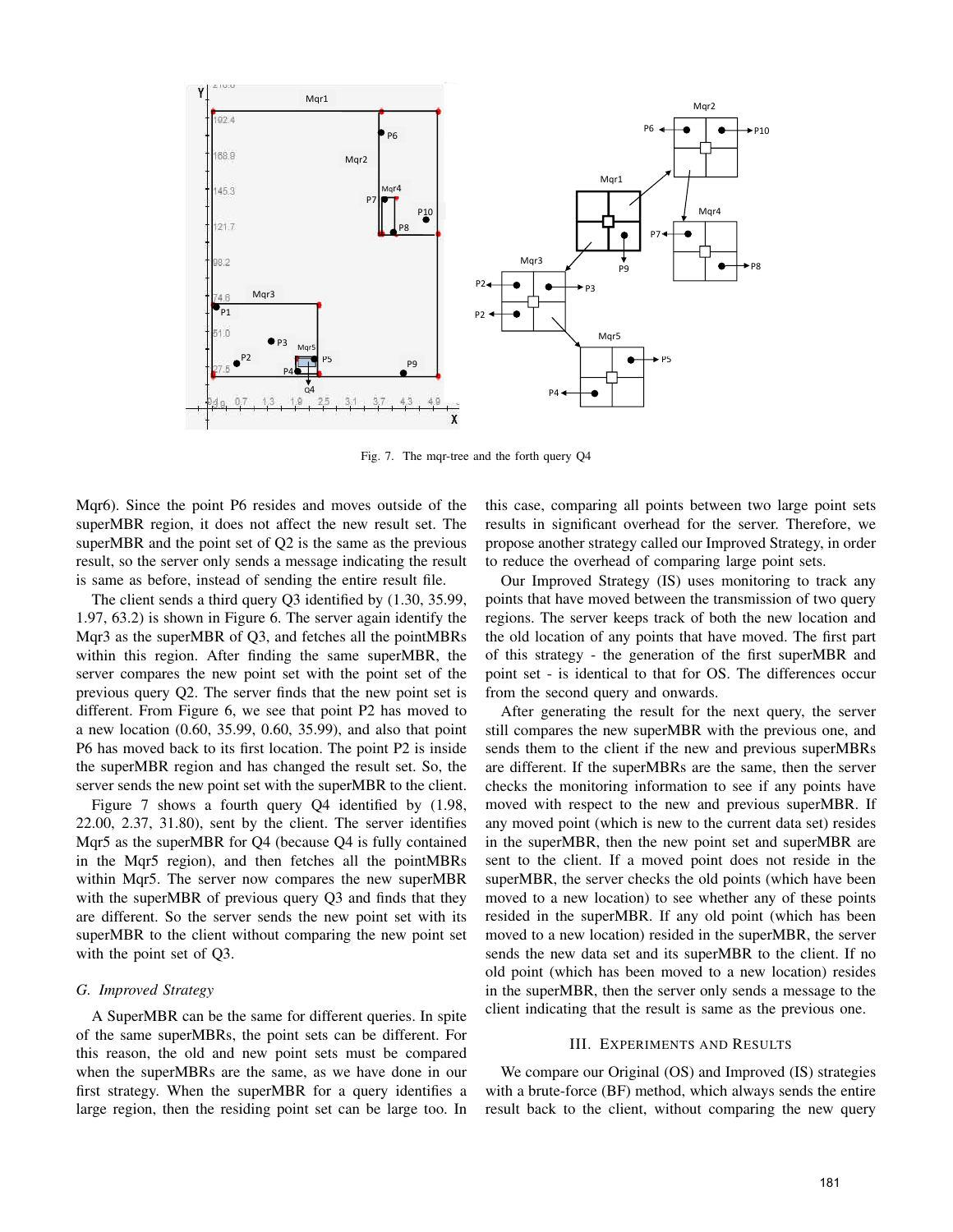Fig. 7. The mqr-tree and the forth query Q4

Mqr6). Since the point P6 resides and moves outside of the superMBR region, it does not affect the new result set. The superMBR and the point set of Q2 is the same as the previous result, so the server only sends a message indicating the result is same as before, instead of sending the entire result file.

The client sends a third query Q3 identified by (1.30, 35.99, 1.97, 63.2) is shown in Figure 6. The server again identify the Mqr3 as the superMBR of Q3, and fetches all the pointMBRs within this region. After finding the same superMBR, the server compares the new point set with the point set of the previous query Q2. The server finds that the new point set is different. From Figure 6, we see that point P2 has moved to a new location (0.60, 35.99, 0.60, 35.99), and also that point P6 has moved back to its first location. The point P2 is inside the superMBR region and has changed the result set. So, the server sends the new point set with the superMBR to the client.

Figure 7 shows a fourth query Q4 identified by (1.98, 22.00, 2.37, 31.80), sent by the client. The server identifies Mqr5 as the superMBR for Q4 (because Q4 is fully contained in the Mqr5 region), and then fetches all the pointMBRs within Mqr5. The server now compares the new superMBR with the superMBR of previous query Q3 and finds that they are different. So the server sends the new point set with its superMBR to the client without comparing the new point set with the point set of Q3.

### *G. Improved Strategy*

A SuperMBR can be the same for different queries. In spite of the same superMBRs, the point sets can be different. For this reason, the old and new point sets must be compared when the superMBRs are the same, as we have done in our first strategy. When the superMBR for a query identifies a large region, then the residing point set can be large too. In this case, comparing all points between two large point sets results in significant overhead for the server. Therefore, we propose another strategy called our Improved Strategy, in order to reduce the overhead of comparing large point sets.

Our Improved Strategy (IS) uses monitoring to track any points that have moved between the transmission of two query regions. The server keeps track of both the new location and the old location of any points that have moved. The first part of this strategy - the generation of the first superMBR and point set - is identical to that for OS. The differences occur from the second query and onwards.

After generating the result for the next query, the server still compares the new superMBR with the previous one, and sends them to the client if the new and previous superMBRs are different. If the superMBRs are the same, then the server checks the monitoring information to see if any points have moved with respect to the new and previous superMBR. If any moved point (which is new to the current data set) resides in the superMBR, then the new point set and superMBR are sent to the client. If a moved point does not reside in the superMBR, the server checks the old points (which have been moved to a new location) to see whether any of these points resided in the superMBR. If any old point (which has been moved to a new location) resided in the superMBR, the server sends the new data set and its superMBR to the client. If no old point (which has been moved to a new location) resides in the superMBR, then the server only sends a message to the client indicating that the result is same as the previous one.

## III. Experiments and Results

We compare our Original (OS) and Improved (IS) strategies with a brute-force (BF) method, which always sends the entire result back to the client, without comparing the new query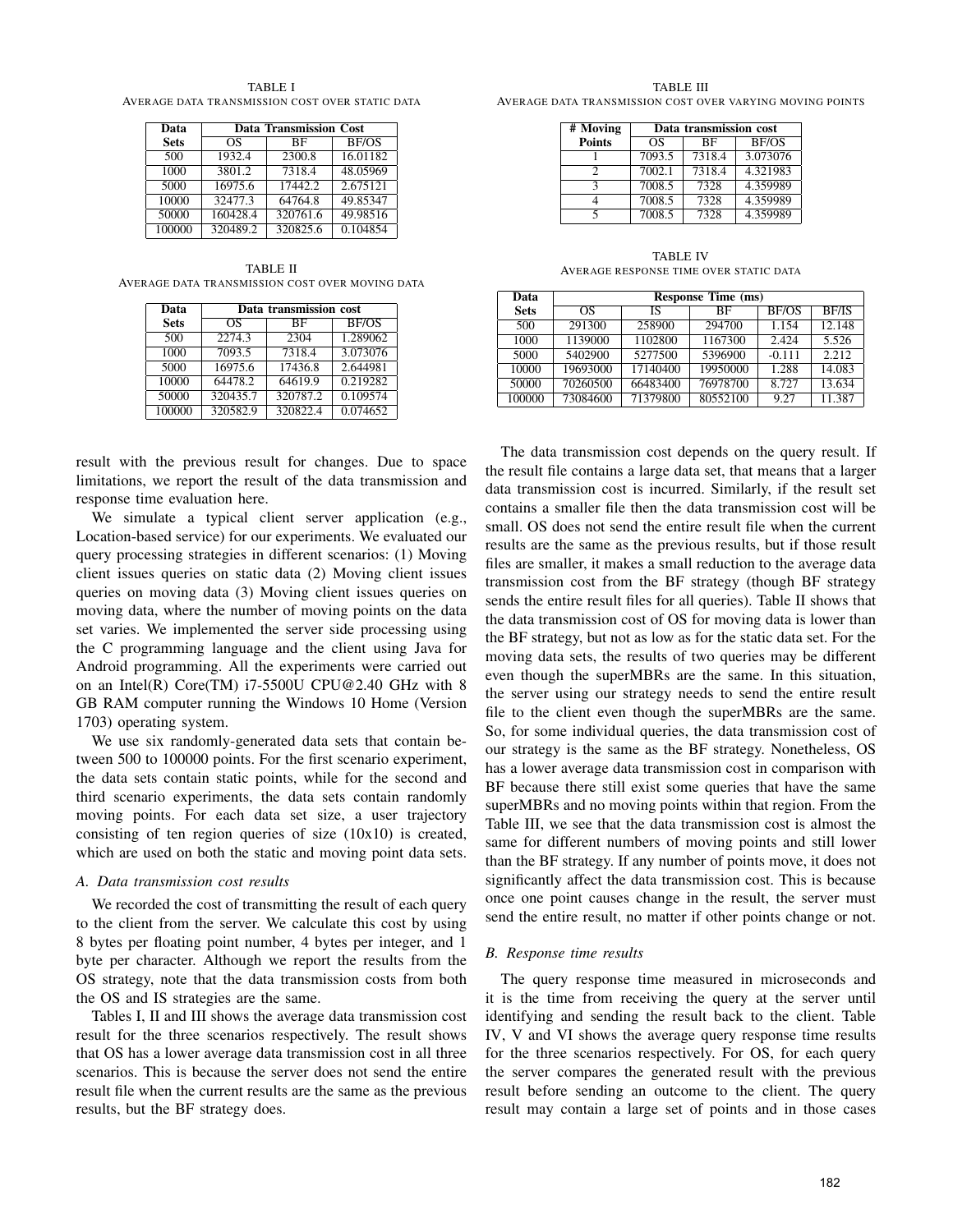TABLE I
AVERAGE DATA TRANSMISSION COST OVER STATIC DATA

| Data Sets | Data Transmission Cost | | |
|---|---|---|---|
| | OS | BF | BF/OS |
| 500 | 1932.4 | 2300.8 | 16.01182 |
| 1000 | 3801.2 | 7318.4 | 48.05969 |
| 5000 | 16975.6 | 17442.2 | 2.675121 |
| 10000 | 32477.3 | 64764.8 | 49.85347 |
| 50000 | 160428.4 | 320761.6 | 49.98516 |
| 100000 | 320489.2 | 320825.6 | 0.104854 |

TABLE II
AVERAGE DATA TRANSMISSION COST OVER MOVING DATA

| Data Sets | Data transmission cost | | |
|---|---|---|---|
| | OS | BF | BF/OS |
| 500 | 2274.3 | 2304 | 1.289062 |
| 1000 | 7093.5 | 7318.4 | 3.073076 |
| 5000 | 16975.6 | 17436.8 | 2.644981 |
| 10000 | 64478.2 | 64619.9 | 0.219282 |
| 50000 | 320435.7 | 320787.2 | 0.109574 |
| 100000 | 320582.9 | 320822.4 | 0.074652 |

result with the previous result for changes. Due to space limitations, we report the result of the data transmission and response time evaluation here.

We simulate a typical client server application (e.g., Location-based service) for our experiments. We evaluated our query processing strategies in different scenarios: (1) Moving client issues queries on static data (2) Moving client issues queries on moving data (3) Moving client issues queries on moving data, where the number of moving points on the data set varies. We implemented the server side processing using the C programming language and the client using Java for Android programming. All the experiments were carried out on an Intel(R) Core(TM) i7-5500U CPU@2.40 GHz with 8 GB RAM computer running the Windows 10 Home (Version 1703) operating system.

We use six randomly-generated data sets that contain between 500 to 100000 points. For the first scenario experiment, the data sets contain static points, while for the second and third scenario experiments, the data sets contain randomly moving points. For each data set size, a user trajectory consisting of ten region queries of size (10x10) is created, which are used on both the static and moving point data sets.

### A. Data transmission cost results

We recorded the cost of transmitting the result of each query to the client from the server. We calculate this cost by using 8 bytes per floating point number, 4 bytes per integer, and 1 byte per character. Although we report the results from the OS strategy, note that the data transmission costs from both the OS and IS strategies are the same.

Tables I, II and III shows the average data transmission cost result for the three scenarios respectively. The result shows that OS has a lower average data transmission cost in all three scenarios. This is because the server does not send the entire result file when the current results are the same as the previous results, but the BF strategy does.

TABLE III
AVERAGE DATA TRANSMISSION COST OVER VARYING MOVING POINTS

| # Moving Points | Data transmission cost | | |
|---|---|---|---|
| | OS | BF | BF/OS |
| 1 | 7093.5 | 7318.4 | 3.073076 |
| 2 | 7002.1 | 7318.4 | 4.321983 |
| 3 | 7008.5 | 7328 | 4.359989 |
| 4 | 7008.5 | 7328 | 4.359989 |
| 5 | 7008.5 | 7328 | 4.359989 |

TABLE IV
AVERAGE RESPONSE TIME OVER STATIC DATA

| Data Sets | Response Time (ms) | | | | |
|---|---|---|---|---|---|
| | OS | IS | BF | BF/OS | BF/IS |
| 500 | 291300 | 258900 | 294700 | 1.154 | 12.148 |
| 1000 | 1139000 | 1102800 | 1167300 | 2.424 | 5.526 |
| 5000 | 5402900 | 5277500 | 5396900 | -0.111 | 2.212 |
| 10000 | 19693000 | 17140400 | 19950000 | 1.288 | 14.083 |
| 50000 | 70260500 | 66483400 | 76978700 | 8.727 | 13.634 |
| 100000 | 73084600 | 71379800 | 80552100 | 9.27 | 11.387 |

The data transmission cost depends on the query result. If the result file contains a large data set, that means that a larger data transmission cost is incurred. Similarly, if the result set contains a smaller file then the data transmission cost will be small. OS does not send the entire result file when the current results are the same as the previous results, but if those result files are smaller, it makes a small reduction to the average data transmission cost from the BF strategy (though BF strategy sends the entire result files for all queries). Table II shows that the data transmission cost of OS for moving data is lower than the BF strategy, but not as low as for the static data set. For the moving data sets, the results of two queries may be different even though the superMBRs are the same. In this situation, the server using our strategy needs to send the entire result file to the client even though the superMBRs are the same. So, for some individual queries, the data transmission cost of our strategy is the same as the BF strategy. Nonetheless, OS has a lower average data transmission cost in comparison with BF because there still exist some queries that have the same superMBRs and no moving points within that region. From the Table III, we see that the data transmission cost is almost the same for different numbers of moving points and still lower than the BF strategy. If any number of points move, it does not significantly affect the data transmission cost. This is because once one point causes change in the result, the server must send the entire result, no matter if other points change or not.

### B. Response time results

The query response time measured in microseconds and it is the time from receiving the query at the server until identifying and sending the result back to the client. Table IV, V and VI shows the average query response time results for the three scenarios respectively. For OS, for each query the server compares the generated result with the previous result before sending an outcome to the client. The query result may contain a large set of points and in those cases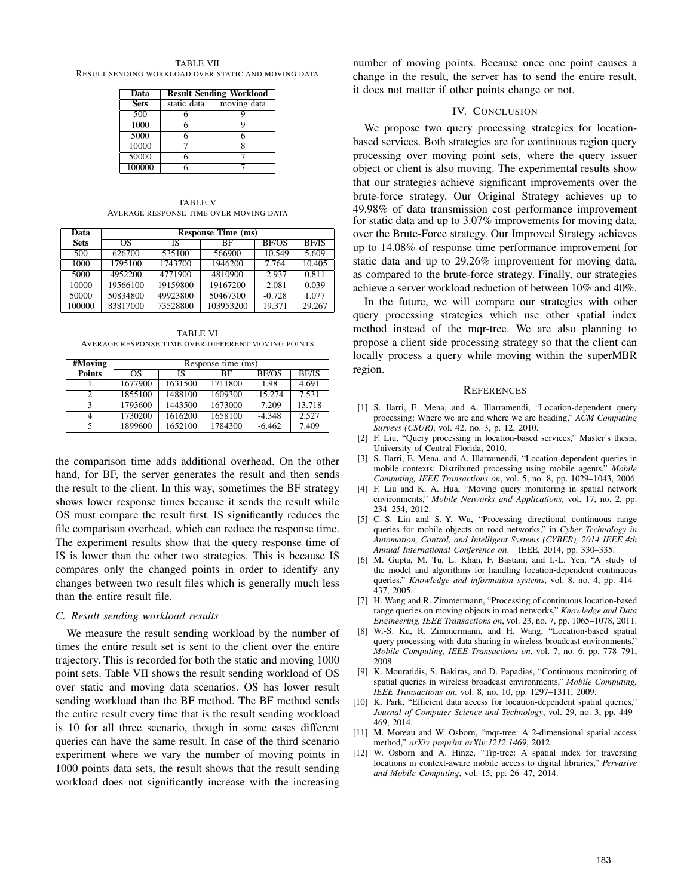TABLE VII
RESULT SENDING WORKLOAD OVER STATIC AND MOVING DATA

| Data | Result Sending Workload | |
|---|---|---|
| Sets | static data | moving data |
| 500 | 6 | 9 |
| 1000 | 6 | 9 |
| 5000 | 6 | 6 |
| 10000 | 7 | 8 |
| 50000 | 6 | 7 |
| 100000 | 6 | 7 |

TABLE V
AVERAGE RESPONSE TIME OVER MOVING DATA

| Data | Response Time (ms) | | | | |
|---|---|---|---|---|---|
| Sets | OS | IS | BF | BF/OS | BF/IS |
| 500 | 626700 | 535100 | 566900 | -10.549 | 5.609 |
| 1000 | 1795100 | 1743700 | 1946200 | 7.764 | 10.405 |
| 5000 | 4952200 | 4771900 | 4810900 | -2.937 | 0.811 |
| 10000 | 19566100 | 19159800 | 19167200 | -2.081 | 0.039 |
| 50000 | 50834800 | 49923800 | 50467300 | -0.728 | 1.077 |
| 100000 | 83817000 | 73528800 | 103953200 | 19.371 | 29.267 |

TABLE VI
AVERAGE RESPONSE TIME OVER DIFFERENT MOVING POINTS

| #Moving | Response time (ms) | | | | |
|---|---|---|---|---|---|
| Points | OS | IS | BF | BF/OS | BF/IS |
| 1 | 1677900 | 1631500 | 1711800 | 1.98 | 4.691 |
| 2 | 1855100 | 1488100 | 1609300 | -15.274 | 7.531 |
| 3 | 1793600 | 1443500 | 1673000 | -7.209 | 13.718 |
| 4 | 1730200 | 1616200 | 1658100 | -4.348 | 2.527 |
| 5 | 1899600 | 1652100 | 1784300 | -6.462 | 7.409 |

the comparison time adds additional overhead. On the other hand, for BF, the server generates the result and then sends the result to the client. In this way, sometimes the BF strategy shows lower response times because it sends the result while OS must compare the result first. IS significantly reduces the file comparison overhead, which can reduce the response time. The experiment results show that the query response time of IS is lower than the other two strategies. This is because IS compares only the changed points in order to identify any changes between two result files which is generally much less than the entire result file.

### C. Result sending workload results

We measure the result sending workload by the number of times the entire result set is sent to the client over the entire trajectory. This is recorded for both the static and moving 1000 point sets. Table VII shows the result sending workload of OS over static and moving data scenarios. OS has lower result sending workload than the BF method. The BF method sends the entire result every time that is the result sending workload is 10 for all three scenario, though in some cases different queries can have the same result. In case of the third scenario experiment where we vary the number of moving points in 1000 points data sets, the result shows that the result sending workload does not significantly increase with the increasing number of moving points. Because once one point causes a change in the result, the server has to send the entire result, it does not matter if other points change or not.

## IV. CONCLUSION

We propose two query processing strategies for location-based services. Both strategies are for continuous region query processing over moving point sets, where the query issuer object or client is also moving. The experimental results show that our strategies achieve significant improvements over the brute-force strategy. Our Original Strategy achieves up to 49.98% of data transmission cost performance improvement for static data and up to 3.07% improvements for moving data, over the Brute-Force strategy. Our Improved Strategy achieves up to 14.08% of response time performance improvement for static data and up to 29.26% improvement for moving data, as compared to the brute-force strategy. Finally, our strategies achieve a server workload reduction of between 10% and 40%.

In the future, we will compare our strategies with other query processing strategies which use other spatial index method instead of the mqr-tree. We are also planning to propose a client side processing strategy so that the client can locally process a query while moving within the superMBR region.

## REFERENCES

[1] S. Ilarri, E. Mena, and A. Illarramendi, "Location-dependent query processing: Where we are and where we are heading," *ACM Computing Surveys (CSUR)*, vol. 42, no. 3, p. 12, 2010.

[2] F. Liu, "Query processing in location-based services," Master's thesis, University of Central Florida, 2010.

[3] S. Ilarri, E. Mena, and A. Illarramendi, "Location-dependent queries in mobile contexts: Distributed processing using mobile agents," *Mobile Computing, IEEE Transactions on*, vol. 5, no. 8, pp. 1029–1043, 2006.

[4] F. Liu and K. A. Hua, "Moving query monitoring in spatial network environments," *Mobile Networks and Applications*, vol. 17, no. 2, pp. 234–254, 2012.

[5] C.-S. Lin and S.-Y. Wu, "Processing directional continuous range queries for mobile objects on road networks," in *Cyber Technology in Automation, Control, and Intelligent Systems (CYBER), 2014 IEEE 4th Annual International Conference on*. IEEE, 2014, pp. 330–335.

[6] M. Gupta, M. Tu, L. Khan, F. Bastani, and I.-L. Yen, "A study of the model and algorithms for handling location-dependent continuous queries," *Knowledge and information systems*, vol. 8, no. 4, pp. 414–437, 2005.

[7] H. Wang and R. Zimmermann, "Processing of continuous location-based range queries on moving objects in road networks," *Knowledge and Data Engineering, IEEE Transactions on*, vol. 23, no. 7, pp. 1065–1078, 2011.

[8] W.-S. Ku, R. Zimmermann, and H. Wang, "Location-based spatial query processing with data sharing in wireless broadcast environments," *Mobile Computing, IEEE Transactions on*, vol. 7, no. 6, pp. 778–791, 2008.

[9] K. Mouratidis, S. Bakiras, and D. Papadias, "Continuous monitoring of spatial queries in wireless broadcast environments," *Mobile Computing, IEEE Transactions on*, vol. 8, no. 10, pp. 1297–1311, 2009.

[10] K. Park, "Efficient data access for location-dependent spatial queries," *Journal of Computer Science and Technology*, vol. 29, no. 3, pp. 449–469, 2014.

[11] M. Moreau and W. Osborn, "mqr-tree: A 2-dimensional spatial access method," *arXiv preprint arXiv:1212.1469*, 2012.

[12] W. Osborn and A. Hinze, "Tip-tree: A spatial index for traversing locations in context-aware mobile access to digital libraries," *Pervasive and Mobile Computing*, vol. 15, pp. 26–47, 2014.